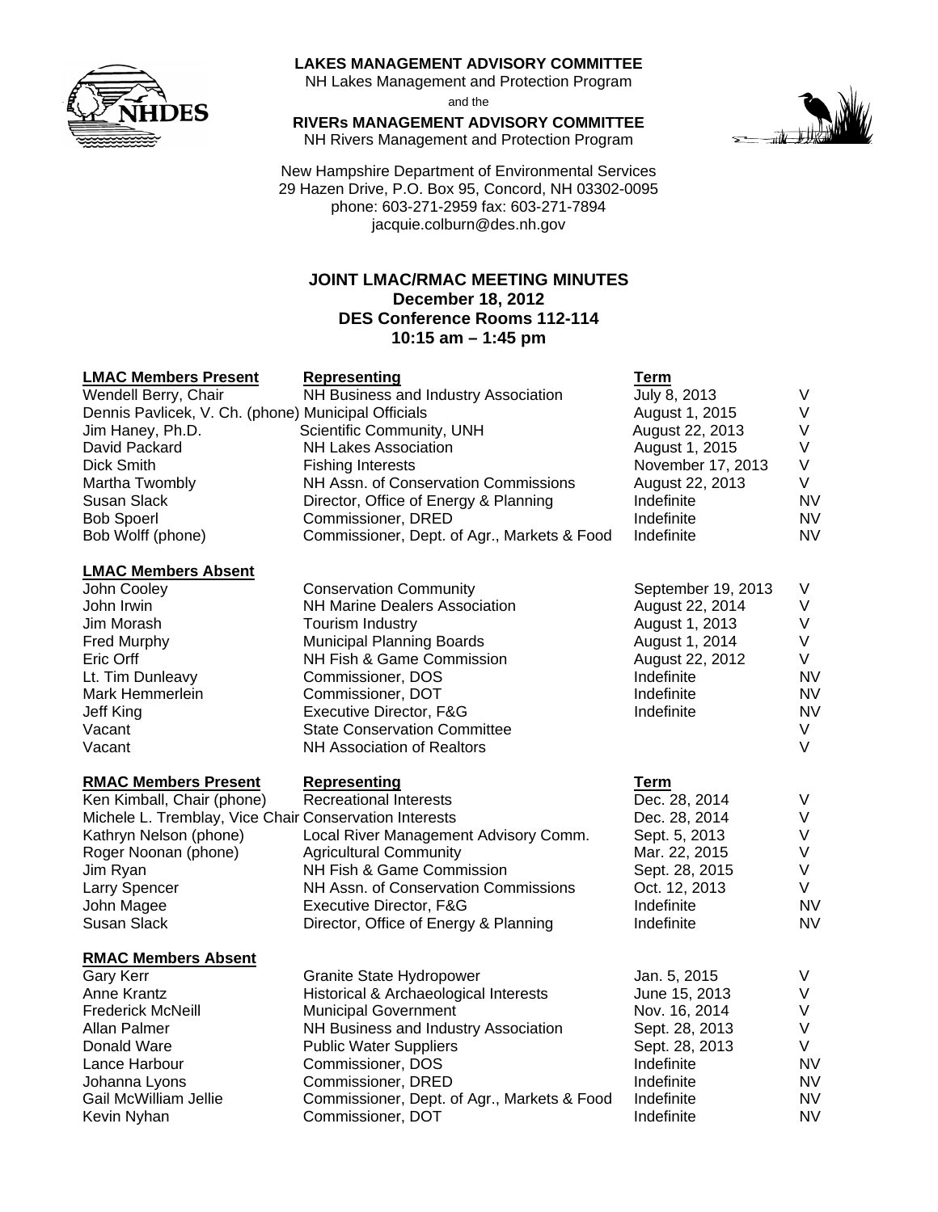**LAKES MANAGEMENT ADVISORY COMMITTEE**
NH Lakes Management and Protection Program
and the
**RIVERs MANAGEMENT ADVISORY COMMITTEE**
NH Rivers Management and Protection Program

New Hampshire Department of Environmental Services
29 Hazen Drive, P.O. Box 95, Concord, NH 03302-0095
phone: 603-271-2959 fax: 603-271-7894
jacquie.colburn@des.nh.gov

# JOINT LMAC/RMAC MEETING MINUTES
**December 18, 2012**
**DES Conference Rooms 112-114**
**10:15 am – 1:45 pm**

| **LMAC Members Present** | **Representing** | **Term** | |
|---|---|---|---|
| Wendell Berry, Chair | NH Business and Industry Association | July 8, 2013 | V |
| Dennis Pavlicek, V. Ch. (phone) | Municipal Officials | August 1, 2015 | V |
| Jim Haney, Ph.D. | Scientific Community, UNH | August 22, 2013 | V |
| David Packard | NH Lakes Association | August 1, 2015 | V |
| Dick Smith | Fishing Interests | November 17, 2013 | V |
| Martha Twombly | NH Assn. of Conservation Commissions | August 22, 2013 | V |
| Susan Slack | Director, Office of Energy & Planning | Indefinite | NV |
| Bob Spoerl | Commissioner, DRED | Indefinite | NV |
| Bob Wolff (phone) | Commissioner, Dept. of Agr., Markets & Food | Indefinite | NV |

| **LMAC Members Absent** | | | |
|---|---|---|---|
| John Cooley | Conservation Community | September 19, 2013 | V |
| John Irwin | NH Marine Dealers Association | August 22, 2014 | V |
| Jim Morash | Tourism Industry | August 1, 2013 | V |
| Fred Murphy | Municipal Planning Boards | August 1, 2014 | V |
| Eric Orff | NH Fish & Game Commission | August 22, 2012 | V |
| Lt. Tim Dunleavy | Commissioner, DOS | Indefinite | NV |
| Mark Hemmerlein | Commissioner, DOT | Indefinite | NV |
| Jeff King | Executive Director, F&G | Indefinite | NV |
| Vacant | State Conservation Committee | | V |
| Vacant | NH Association of Realtors | | V |

| **RMAC Members Present** | **Representing** | **Term** | |
|---|---|---|---|
| Ken Kimball, Chair (phone) | Recreational Interests | Dec. 28, 2014 | V |
| Michele L. Tremblay, Vice Chair | Conservation Interests | Dec. 28, 2014 | V |
| Kathryn Nelson (phone) | Local River Management Advisory Comm. | Sept. 5, 2013 | V |
| Roger Noonan (phone) | Agricultural Community | Mar. 22, 2015 | V |
| Jim Ryan | NH Fish & Game Commission | Sept. 28, 2015 | V |
| Larry Spencer | NH Assn. of Conservation Commissions | Oct. 12, 2013 | V |
| John Magee | Executive Director, F&G | Indefinite | NV |
| Susan Slack | Director, Office of Energy & Planning | Indefinite | NV |

| **RMAC Members Absent** | | | |
|---|---|---|---|
| Gary Kerr | Granite State Hydropower | Jan. 5, 2015 | V |
| Anne Krantz | Historical & Archaeological Interests | June 15, 2013 | V |
| Frederick McNeill | Municipal Government | Nov. 16, 2014 | V |
| Allan Palmer | NH Business and Industry Association | Sept. 28, 2013 | V |
| Donald Ware | Public Water Suppliers | Sept. 28, 2013 | V |
| Lance Harbour | Commissioner, DOS | Indefinite | NV |
| Johanna Lyons | Commissioner, DRED | Indefinite | NV |
| Gail McWilliam Jellie | Commissioner, Dept. of Agr., Markets & Food | Indefinite | NV |
| Kevin Nyhan | Commissioner, DOT | Indefinite | NV |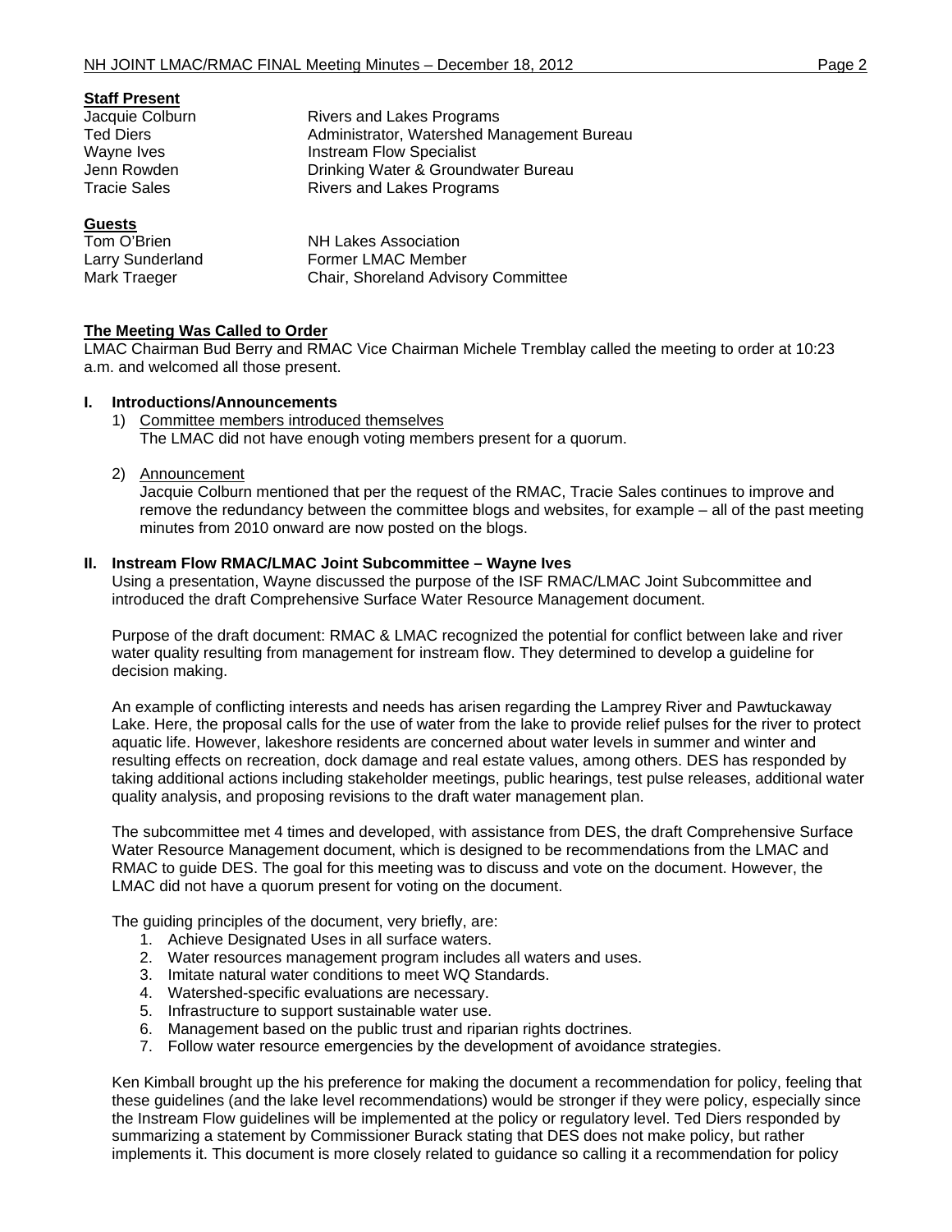**Staff Present**

| | |
|---|---|
| Jacquie Colburn | Rivers and Lakes Programs |
| Ted Diers | Administrator, Watershed Management Bureau |
| Wayne Ives | Instream Flow Specialist |
| Jenn Rowden | Drinking Water & Groundwater Bureau |
| Tracie Sales | Rivers and Lakes Programs |

**Guests**

| | |
|---|---|
| Tom O'Brien | NH Lakes Association |
| Larry Sunderland | Former LMAC Member |
| Mark Traeger | Chair, Shoreland Advisory Committee |

**The Meeting Was Called to Order**

LMAC Chairman Bud Berry and RMAC Vice Chairman Michele Tremblay called the meeting to order at 10:23 a.m. and welcomed all those present.

**I. Introductions/Announcements**

1) Committee members introduced themselves
   The LMAC did not have enough voting members present for a quorum.

2) Announcement
   Jacquie Colburn mentioned that per the request of the RMAC, Tracie Sales continues to improve and remove the redundancy between the committee blogs and websites, for example – all of the past meeting minutes from 2010 onward are now posted on the blogs.

**II. Instream Flow RMAC/LMAC Joint Subcommittee – Wayne Ives**

Using a presentation, Wayne discussed the purpose of the ISF RMAC/LMAC Joint Subcommittee and introduced the draft Comprehensive Surface Water Resource Management document.

Purpose of the draft document: RMAC & LMAC recognized the potential for conflict between lake and river water quality resulting from management for instream flow. They determined to develop a guideline for decision making.

An example of conflicting interests and needs has arisen regarding the Lamprey River and Pawtuckaway Lake. Here, the proposal calls for the use of water from the lake to provide relief pulses for the river to protect aquatic life. However, lakeshore residents are concerned about water levels in summer and winter and resulting effects on recreation, dock damage and real estate values, among others. DES has responded by taking additional actions including stakeholder meetings, public hearings, test pulse releases, additional water quality analysis, and proposing revisions to the draft water management plan.

The subcommittee met 4 times and developed, with assistance from DES, the draft Comprehensive Surface Water Resource Management document, which is designed to be recommendations from the LMAC and RMAC to guide DES. The goal for this meeting was to discuss and vote on the document. However, the LMAC did not have a quorum present for voting on the document.

The guiding principles of the document, very briefly, are:

1. Achieve Designated Uses in all surface waters.
2. Water resources management program includes all waters and uses.
3. Imitate natural water conditions to meet WQ Standards.
4. Watershed-specific evaluations are necessary.
5. Infrastructure to support sustainable water use.
6. Management based on the public trust and riparian rights doctrines.
7. Follow water resource emergencies by the development of avoidance strategies.

Ken Kimball brought up the his preference for making the document a recommendation for policy, feeling that these guidelines (and the lake level recommendations) would be stronger if they were policy, especially since the Instream Flow guidelines will be implemented at the policy or regulatory level. Ted Diers responded by summarizing a statement by Commissioner Burack stating that DES does not make policy, but rather implements it. This document is more closely related to guidance so calling it a recommendation for policy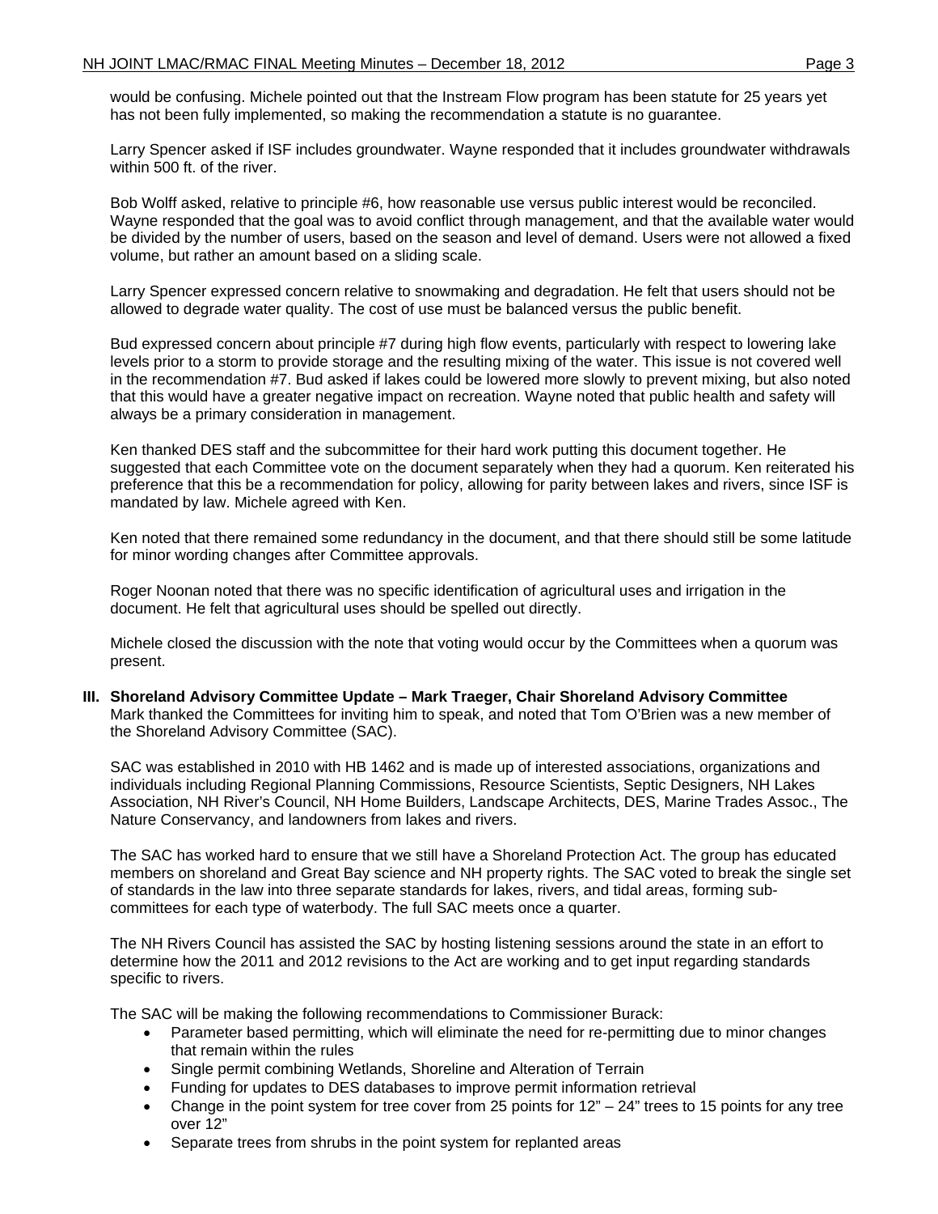would be confusing. Michele pointed out that the Instream Flow program has been statute for 25 years yet has not been fully implemented, so making the recommendation a statute is no guarantee.

Larry Spencer asked if ISF includes groundwater. Wayne responded that it includes groundwater withdrawals within 500 ft. of the river.

Bob Wolff asked, relative to principle #6, how reasonable use versus public interest would be reconciled. Wayne responded that the goal was to avoid conflict through management, and that the available water would be divided by the number of users, based on the season and level of demand. Users were not allowed a fixed volume, but rather an amount based on a sliding scale.

Larry Spencer expressed concern relative to snowmaking and degradation. He felt that users should not be allowed to degrade water quality. The cost of use must be balanced versus the public benefit.

Bud expressed concern about principle #7 during high flow events, particularly with respect to lowering lake levels prior to a storm to provide storage and the resulting mixing of the water. This issue is not covered well in the recommendation #7. Bud asked if lakes could be lowered more slowly to prevent mixing, but also noted that this would have a greater negative impact on recreation. Wayne noted that public health and safety will always be a primary consideration in management.

Ken thanked DES staff and the subcommittee for their hard work putting this document together. He suggested that each Committee vote on the document separately when they had a quorum. Ken reiterated his preference that this be a recommendation for policy, allowing for parity between lakes and rivers, since ISF is mandated by law. Michele agreed with Ken.

Ken noted that there remained some redundancy in the document, and that there should still be some latitude for minor wording changes after Committee approvals.

Roger Noonan noted that there was no specific identification of agricultural uses and irrigation in the document. He felt that agricultural uses should be spelled out directly.

Michele closed the discussion with the note that voting would occur by the Committees when a quorum was present.

## III. Shoreland Advisory Committee Update – Mark Traeger, Chair Shoreland Advisory Committee

Mark thanked the Committees for inviting him to speak, and noted that Tom O'Brien was a new member of the Shoreland Advisory Committee (SAC).

SAC was established in 2010 with HB 1462 and is made up of interested associations, organizations and individuals including Regional Planning Commissions, Resource Scientists, Septic Designers, NH Lakes Association, NH River's Council, NH Home Builders, Landscape Architects, DES, Marine Trades Assoc., The Nature Conservancy, and landowners from lakes and rivers.

The SAC has worked hard to ensure that we still have a Shoreland Protection Act. The group has educated members on shoreland and Great Bay science and NH property rights. The SAC voted to break the single set of standards in the law into three separate standards for lakes, rivers, and tidal areas, forming sub-committees for each type of waterbody. The full SAC meets once a quarter.

The NH Rivers Council has assisted the SAC by hosting listening sessions around the state in an effort to determine how the 2011 and 2012 revisions to the Act are working and to get input regarding standards specific to rivers.

The SAC will be making the following recommendations to Commissioner Burack:

- Parameter based permitting, which will eliminate the need for re-permitting due to minor changes that remain within the rules
- Single permit combining Wetlands, Shoreline and Alteration of Terrain
- Funding for updates to DES databases to improve permit information retrieval
- Change in the point system for tree cover from 25 points for 12" – 24" trees to 15 points for any tree over 12"
- Separate trees from shrubs in the point system for replanted areas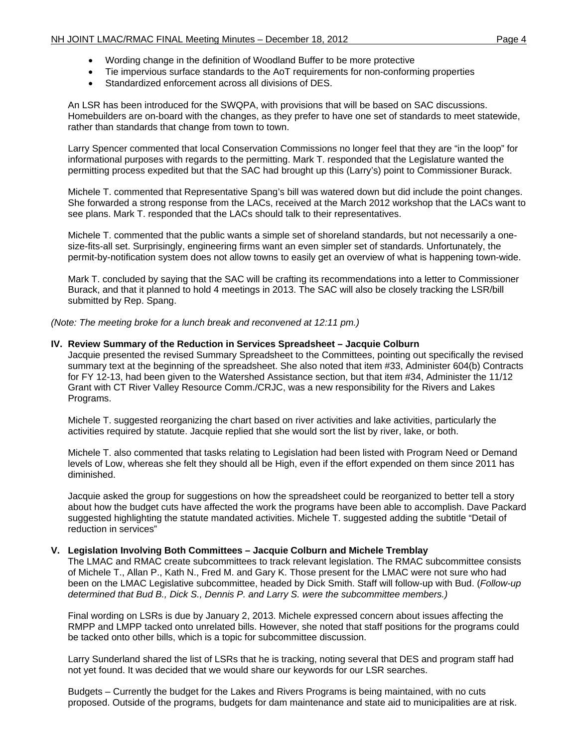- Wording change in the definition of Woodland Buffer to be more protective
- Tie impervious surface standards to the AoT requirements for non-conforming properties
- Standardized enforcement across all divisions of DES.

An LSR has been introduced for the SWQPA, with provisions that will be based on SAC discussions. Homebuilders are on-board with the changes, as they prefer to have one set of standards to meet statewide, rather than standards that change from town to town.

Larry Spencer commented that local Conservation Commissions no longer feel that they are "in the loop" for informational purposes with regards to the permitting. Mark T. responded that the Legislature wanted the permitting process expedited but that the SAC had brought up this (Larry's) point to Commissioner Burack.

Michele T. commented that Representative Spang's bill was watered down but did include the point changes. She forwarded a strong response from the LACs, received at the March 2012 workshop that the LACs want to see plans. Mark T. responded that the LACs should talk to their representatives.

Michele T. commented that the public wants a simple set of shoreland standards, but not necessarily a one-size-fits-all set. Surprisingly, engineering firms want an even simpler set of standards. Unfortunately, the permit-by-notification system does not allow towns to easily get an overview of what is happening town-wide.

Mark T. concluded by saying that the SAC will be crafting its recommendations into a letter to Commissioner Burack, and that it planned to hold 4 meetings in 2013. The SAC will also be closely tracking the LSR/bill submitted by Rep. Spang.

*(Note: The meeting broke for a lunch break and reconvened at 12:11 pm.)*

## IV. Review Summary of the Reduction in Services Spreadsheet – Jacquie Colburn

Jacquie presented the revised Summary Spreadsheet to the Committees, pointing out specifically the revised summary text at the beginning of the spreadsheet. She also noted that item #33, Administer 604(b) Contracts for FY 12-13, had been given to the Watershed Assistance section, but that item #34, Administer the 11/12 Grant with CT River Valley Resource Comm./CRJC, was a new responsibility for the Rivers and Lakes Programs.

Michele T. suggested reorganizing the chart based on river activities and lake activities, particularly the activities required by statute. Jacquie replied that she would sort the list by river, lake, or both.

Michele T. also commented that tasks relating to Legislation had been listed with Program Need or Demand levels of Low, whereas she felt they should all be High, even if the effort expended on them since 2011 has diminished.

Jacquie asked the group for suggestions on how the spreadsheet could be reorganized to better tell a story about how the budget cuts have affected the work the programs have been able to accomplish. Dave Packard suggested highlighting the statute mandated activities. Michele T. suggested adding the subtitle "Detail of reduction in services"

## V. Legislation Involving Both Committees – Jacquie Colburn and Michele Tremblay

The LMAC and RMAC create subcommittees to track relevant legislation. The RMAC subcommittee consists of Michele T., Allan P., Kath N., Fred M. and Gary K. Those present for the LMAC were not sure who had been on the LMAC Legislative subcommittee, headed by Dick Smith. Staff will follow-up with Bud. (*Follow-up determined that Bud B., Dick S., Dennis P. and Larry S. were the subcommittee members.)*

Final wording on LSRs is due by January 2, 2013. Michele expressed concern about issues affecting the RMPP and LMPP tacked onto unrelated bills. However, she noted that staff positions for the programs could be tacked onto other bills, which is a topic for subcommittee discussion.

Larry Sunderland shared the list of LSRs that he is tracking, noting several that DES and program staff had not yet found. It was decided that we would share our keywords for our LSR searches.

Budgets – Currently the budget for the Lakes and Rivers Programs is being maintained, with no cuts proposed. Outside of the programs, budgets for dam maintenance and state aid to municipalities are at risk.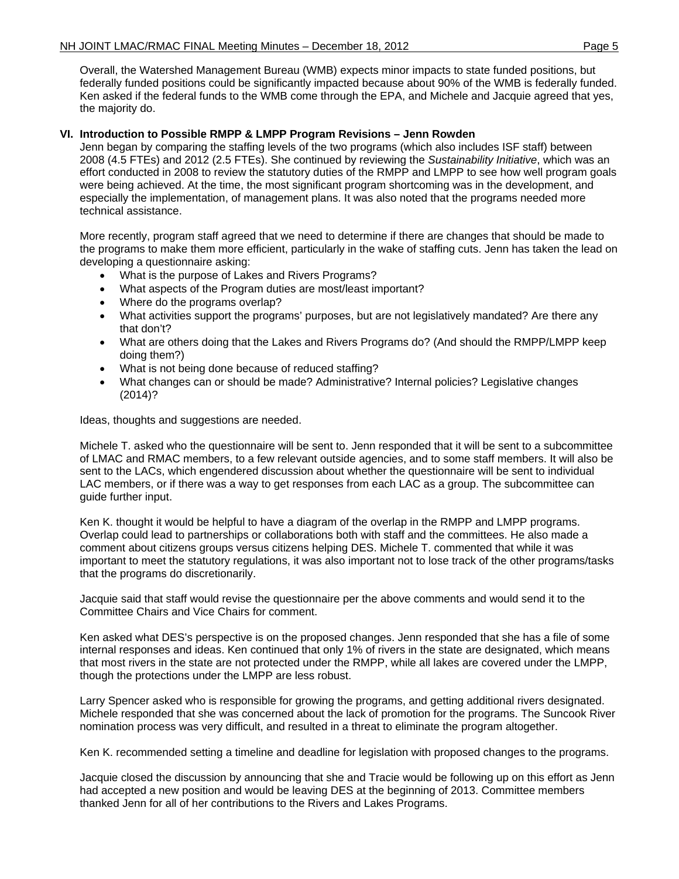Overall, the Watershed Management Bureau (WMB) expects minor impacts to state funded positions, but federally funded positions could be significantly impacted because about 90% of the WMB is federally funded. Ken asked if the federal funds to the WMB come through the EPA, and Michele and Jacquie agreed that yes, the majority do.

## VI. Introduction to Possible RMPP & LMPP Program Revisions – Jenn Rowden

Jenn began by comparing the staffing levels of the two programs (which also includes ISF staff) between 2008 (4.5 FTEs) and 2012 (2.5 FTEs). She continued by reviewing the *Sustainability Initiative*, which was an effort conducted in 2008 to review the statutory duties of the RMPP and LMPP to see how well program goals were being achieved. At the time, the most significant program shortcoming was in the development, and especially the implementation, of management plans. It was also noted that the programs needed more technical assistance.

More recently, program staff agreed that we need to determine if there are changes that should be made to the programs to make them more efficient, particularly in the wake of staffing cuts. Jenn has taken the lead on developing a questionnaire asking:

- What is the purpose of Lakes and Rivers Programs?
- What aspects of the Program duties are most/least important?
- Where do the programs overlap?
- What activities support the programs' purposes, but are not legislatively mandated? Are there any that don't?
- What are others doing that the Lakes and Rivers Programs do? (And should the RMPP/LMPP keep doing them?)
- What is not being done because of reduced staffing?
- What changes can or should be made? Administrative? Internal policies? Legislative changes (2014)?

Ideas, thoughts and suggestions are needed.

Michele T. asked who the questionnaire will be sent to. Jenn responded that it will be sent to a subcommittee of LMAC and RMAC members, to a few relevant outside agencies, and to some staff members. It will also be sent to the LACs, which engendered discussion about whether the questionnaire will be sent to individual LAC members, or if there was a way to get responses from each LAC as a group. The subcommittee can guide further input.

Ken K. thought it would be helpful to have a diagram of the overlap in the RMPP and LMPP programs. Overlap could lead to partnerships or collaborations both with staff and the committees. He also made a comment about citizens groups versus citizens helping DES. Michele T. commented that while it was important to meet the statutory regulations, it was also important not to lose track of the other programs/tasks that the programs do discretionarily.

Jacquie said that staff would revise the questionnaire per the above comments and would send it to the Committee Chairs and Vice Chairs for comment.

Ken asked what DES's perspective is on the proposed changes. Jenn responded that she has a file of some internal responses and ideas. Ken continued that only 1% of rivers in the state are designated, which means that most rivers in the state are not protected under the RMPP, while all lakes are covered under the LMPP, though the protections under the LMPP are less robust.

Larry Spencer asked who is responsible for growing the programs, and getting additional rivers designated. Michele responded that she was concerned about the lack of promotion for the programs. The Suncook River nomination process was very difficult, and resulted in a threat to eliminate the program altogether.

Ken K. recommended setting a timeline and deadline for legislation with proposed changes to the programs.

Jacquie closed the discussion by announcing that she and Tracie would be following up on this effort as Jenn had accepted a new position and would be leaving DES at the beginning of 2013. Committee members thanked Jenn for all of her contributions to the Rivers and Lakes Programs.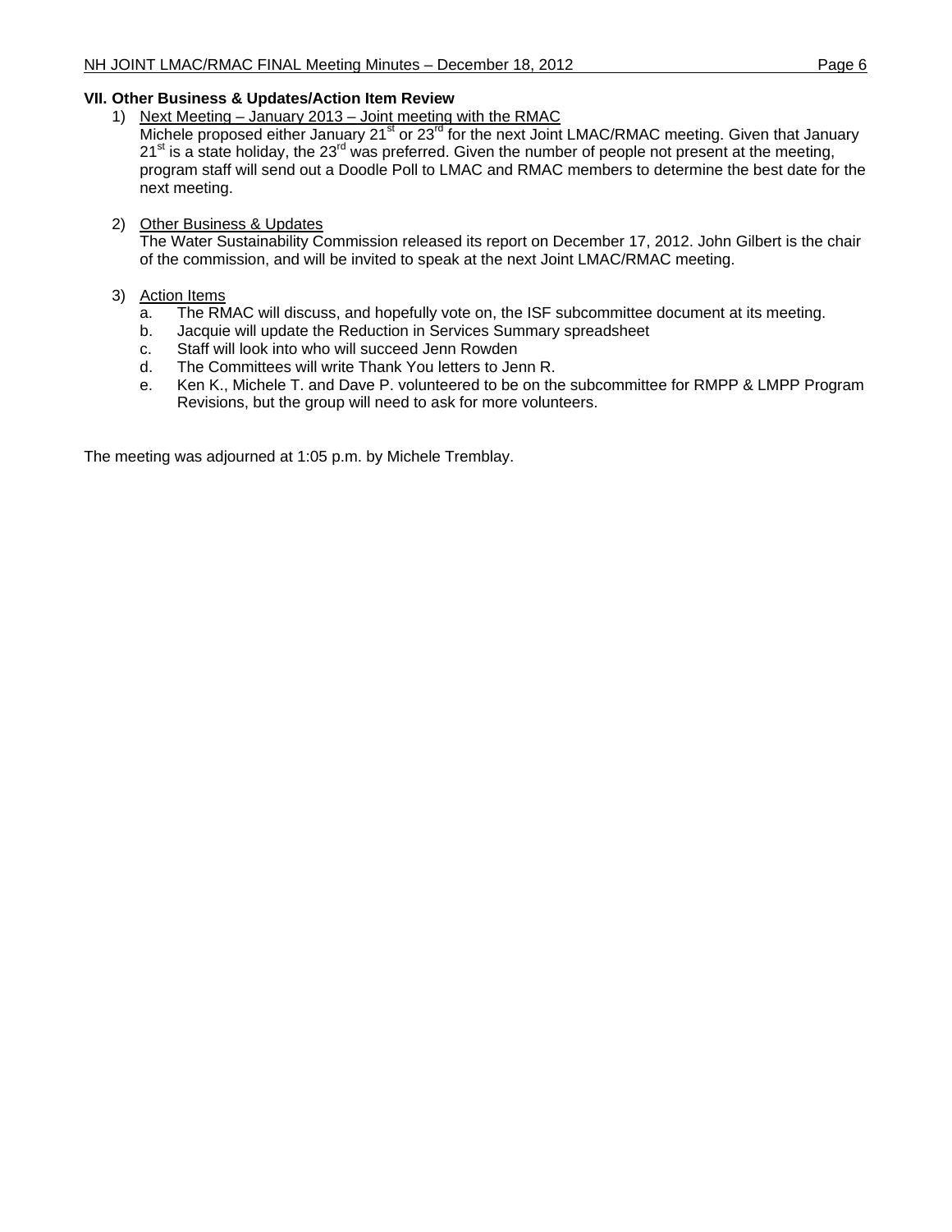### VII. Other Business & Updates/Action Item Review

1) Next Meeting – January 2013 – Joint meeting with the RMAC
   Michele proposed either January 21st or 23rd for the next Joint LMAC/RMAC meeting. Given that January 21st is a state holiday, the 23rd was preferred. Given the number of people not present at the meeting, program staff will send out a Doodle Poll to LMAC and RMAC members to determine the best date for the next meeting.

2) Other Business & Updates
   The Water Sustainability Commission released its report on December 17, 2012. John Gilbert is the chair of the commission, and will be invited to speak at the next Joint LMAC/RMAC meeting.

3) Action Items
   a. The RMAC will discuss, and hopefully vote on, the ISF subcommittee document at its meeting.
   b. Jacquie will update the Reduction in Services Summary spreadsheet
   c. Staff will look into who will succeed Jenn Rowden
   d. The Committees will write Thank You letters to Jenn R.
   e. Ken K., Michele T. and Dave P. volunteered to be on the subcommittee for RMPP & LMPP Program Revisions, but the group will need to ask for more volunteers.

The meeting was adjourned at 1:05 p.m. by Michele Tremblay.